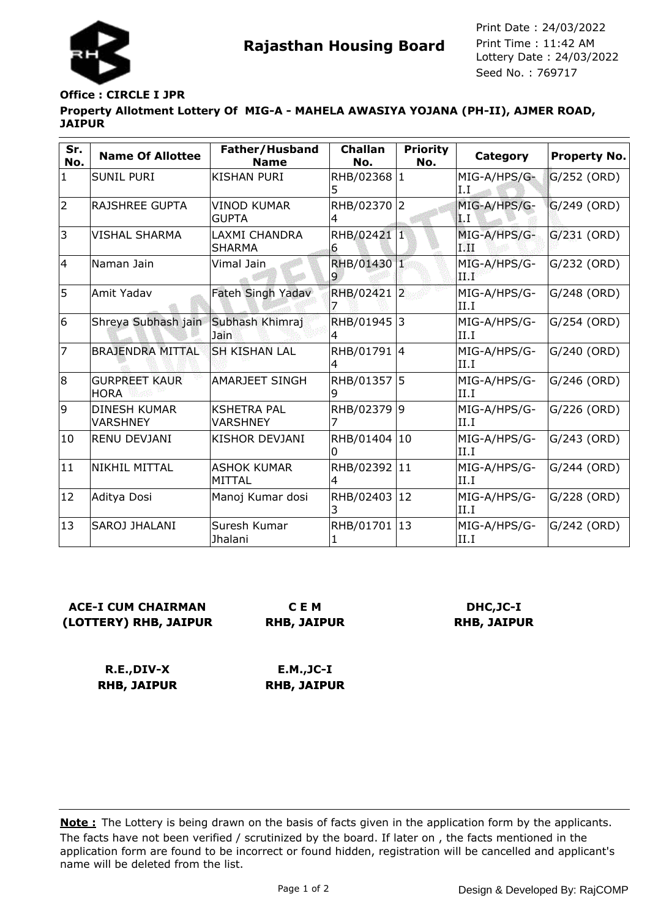# Rajasthan Housing Board

Print Date : 24/03/2022
Print Time : 11:42 AM
Lottery Date : 24/03/2022
Seed No. : 769717

**Office : CIRCLE I JPR**

**Property Allotment Lottery Of MIG-A - MAHELA AWASIYA YOJANA (PH-II), AJMER ROAD, JAIPUR**

| Sr. No. | Name Of Allottee | Father/Husband Name | Challan No. | Priority No. | Category | Property No. |
|---|---|---|---|---|---|---|
| 1 | SUNIL PURI | KISHAN PURI | RHB/023685 | 1 | MIG-A/HPS/G-I.I | G/252 (ORD) |
| 2 | RAJSHREE GUPTA | VINOD KUMAR GUPTA | RHB/023704 | 2 | MIG-A/HPS/G-I.I | G/249 (ORD) |
| 3 | VISHAL SHARMA | LAXMI CHANDRA SHARMA | RHB/024216 | 1 | MIG-A/HPS/G-I.II | G/231 (ORD) |
| 4 | Naman Jain | Vimal Jain | RHB/014309 | 1 | MIG-A/HPS/G-II.I | G/232 (ORD) |
| 5 | Amit Yadav | Fateh Singh Yadav | RHB/024217 | 2 | MIG-A/HPS/G-II.I | G/248 (ORD) |
| 6 | Shreya Subhash jain | Subhash Khimraj Jain | RHB/019454 | 3 | MIG-A/HPS/G-II.I | G/254 (ORD) |
| 7 | BRAJENDRA MITTAL | SH KISHAN LAL | RHB/017914 | 4 | MIG-A/HPS/G-II.I | G/240 (ORD) |
| 8 | GURPREET KAUR HORA | AMARJEET SINGH | RHB/013579 | 5 | MIG-A/HPS/G-II.I | G/246 (ORD) |
| 9 | DINESH KUMAR VARSHNEY | KSHETRA PAL VARSHNEY | RHB/023797 | 9 | MIG-A/HPS/G-II.I | G/226 (ORD) |
| 10 | RENU DEVJANI | KISHOR DEVJANI | RHB/014040 | 10 | MIG-A/HPS/G-II.I | G/243 (ORD) |
| 11 | NIKHIL MITTAL | ASHOK KUMAR MITTAL | RHB/023924 | 11 | MIG-A/HPS/G-II.I | G/244 (ORD) |
| 12 | Aditya Dosi | Manoj Kumar dosi | RHB/024033 | 12 | MIG-A/HPS/G-II.I | G/228 (ORD) |
| 13 | SAROJ JHALANI | Suresh Kumar Jhalani | RHB/017011 | 13 | MIG-A/HPS/G-II.I | G/242 (ORD) |

**ACE-I CUM CHAIRMAN (LOTTERY) RHB, JAIPUR**

**C E M RHB, JAIPUR**

**DHC,JC-I RHB, JAIPUR**

**R.E.,DIV-X RHB, JAIPUR**

**E.M.,JC-I RHB, JAIPUR**

**Note :** The Lottery is being drawn on the basis of facts given in the application form by the applicants. The facts have not been verified / scrutinized by the board. If later on , the facts mentioned in the application form are found to be incorrect or found hidden, registration will be cancelled and applicant's name will be deleted from the list.

Design & Developed By: RajCOMP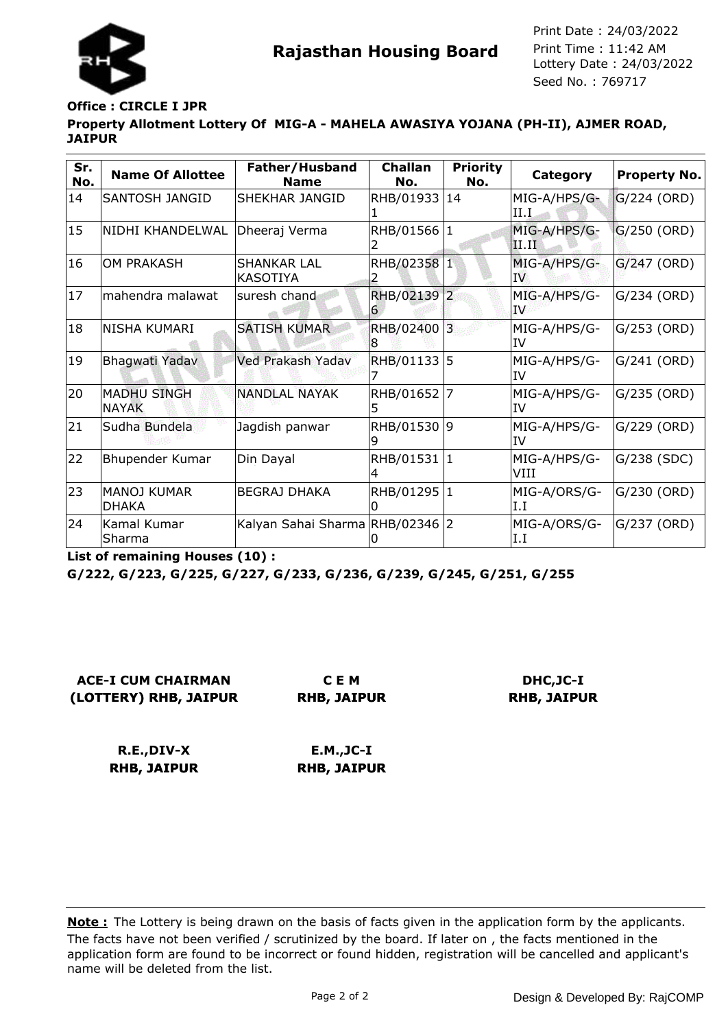**Rajasthan Housing Board**

Print Date : 24/03/2022
Print Time : 11:42 AM
Lottery Date : 24/03/2022
Seed No. : 769717

**Office : CIRCLE I JPR**

**Property Allotment Lottery Of MIG-A - MAHELA AWASIYA YOJANA (PH-II), AJMER ROAD, JAIPUR**

| Sr. No. | Name Of Allottee | Father/Husband Name | Challan No. | Priority No. | Category | Property No. |
|---|---|---|---|---|---|---|
| 14 | SANTOSH JANGID | SHEKHAR JANGID | RHB/019331 | 14 | MIG-A/HPS/G-II.I | G/224 (ORD) |
| 15 | NIDHI KHANDELWAL | Dheeraj Verma | RHB/015662 | 1 | MIG-A/HPS/G-II.II | G/250 (ORD) |
| 16 | OM PRAKASH | SHANKAR LAL KASOTIYA | RHB/023582 | 1 | MIG-A/HPS/G-IV | G/247 (ORD) |
| 17 | mahendra malawat | suresh chand | RHB/021396 | 2 | MIG-A/HPS/G-IV | G/234 (ORD) |
| 18 | NISHA KUMARI | SATISH KUMAR | RHB/024008 | 3 | MIG-A/HPS/G-IV | G/253 (ORD) |
| 19 | Bhagwati Yadav | Ved Prakash Yadav | RHB/011337 | 5 | MIG-A/HPS/G-IV | G/241 (ORD) |
| 20 | MADHU SINGH NAYAK | NANDLAL NAYAK | RHB/016525 | 7 | MIG-A/HPS/G-IV | G/235 (ORD) |
| 21 | Sudha Bundela | Jagdish panwar | RHB/015309 | 9 | MIG-A/HPS/G-IV | G/229 (ORD) |
| 22 | Bhupender Kumar | Din Dayal | RHB/015314 | 1 | MIG-A/HPS/G-VIII | G/238 (SDC) |
| 23 | MANOJ KUMAR DHAKA | BEGRAJ DHAKA | RHB/012950 | 1 | MIG-A/ORS/G-I.I | G/230 (ORD) |
| 24 | Kamal Kumar Sharma | Kalyan Sahai Sharma | RHB/023460 | 2 | MIG-A/ORS/G-I.I | G/237 (ORD) |

**List of remaining Houses (10) :**

**G/222, G/223, G/225, G/227, G/233, G/236, G/239, G/245, G/251, G/255**

**ACE-I CUM CHAIRMAN (LOTTERY) RHB, JAIPUR**

**C E M RHB, JAIPUR**

**DHC,JC-I RHB, JAIPUR**

**R.E.,DIV-X RHB, JAIPUR**

**E.M.,JC-I RHB, JAIPUR**

**Note :** The Lottery is being drawn on the basis of facts given in the application form by the applicants. The facts have not been verified / scrutinized by the board. If later on , the facts mentioned in the application form are found to be incorrect or found hidden, registration will be cancelled and applicant's name will be deleted from the list.

Design & Developed By: RajCOMP